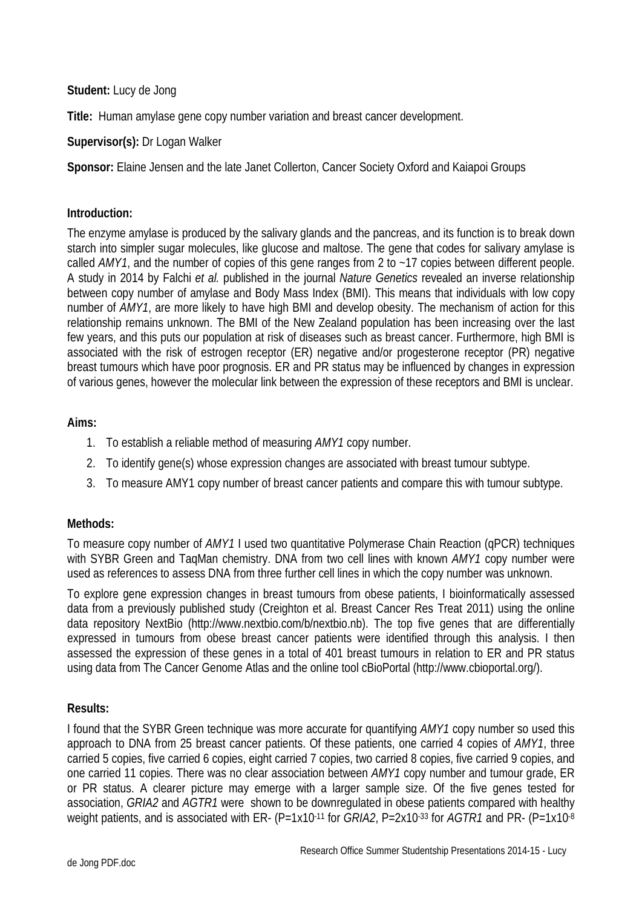**Student:** Lucy de Jong

**Title:** Human amylase gene copy number variation and breast cancer development.

**Supervisor(s):** Dr Logan Walker

**Sponsor:** Elaine Jensen and the late Janet Collerton, Cancer Society Oxford and Kaiapoi Groups

**Introduction:**

The enzyme amylase is produced by the salivary glands and the pancreas, and its function is to break down starch into simpler sugar molecules, like glucose and maltose. The gene that codes for salivary amylase is called *AMY1*, and the number of copies of this gene ranges from 2 to ~17 copies between different people. A study in 2014 by Falchi *et al.* published in the journal *Nature Genetics* revealed an inverse relationship between copy number of amylase and Body Mass Index (BMI). This means that individuals with low copy number of *AMY1*, are more likely to have high BMI and develop obesity. The mechanism of action for this relationship remains unknown. The BMI of the New Zealand population has been increasing over the last few years, and this puts our population at risk of diseases such as breast cancer. Furthermore, high BMI is associated with the risk of estrogen receptor (ER) negative and/or progesterone receptor (PR) negative breast tumours which have poor prognosis. ER and PR status may be influenced by changes in expression of various genes, however the molecular link between the expression of these receptors and BMI is unclear.

**Aims:**

1. To establish a reliable method of measuring *AMY1* copy number.
2. To identify gene(s) whose expression changes are associated with breast tumour subtype.
3. To measure AMY1 copy number of breast cancer patients and compare this with tumour subtype.

**Methods:**

To measure copy number of *AMY1* I used two quantitative Polymerase Chain Reaction (qPCR) techniques with SYBR Green and TaqMan chemistry. DNA from two cell lines with known *AMY1* copy number were used as references to assess DNA from three further cell lines in which the copy number was unknown.

To explore gene expression changes in breast tumours from obese patients, I bioinformatically assessed data from a previously published study (Creighton et al. Breast Cancer Res Treat 2011) using the online data repository NextBio (http://www.nextbio.com/b/nextbio.nb). The top five genes that are differentially expressed in tumours from obese breast cancer patients were identified through this analysis. I then assessed the expression of these genes in a total of 401 breast tumours in relation to ER and PR status using data from The Cancer Genome Atlas and the online tool cBioPortal (http://www.cbioportal.org/).

**Results:**

I found that the SYBR Green technique was more accurate for quantifying *AMY1* copy number so used this approach to DNA from 25 breast cancer patients. Of these patients, one carried 4 copies of *AMY1*, three carried 5 copies, five carried 6 copies, eight carried 7 copies, two carried 8 copies, five carried 9 copies, and one carried 11 copies. There was no clear association between *AMY1* copy number and tumour grade, ER or PR status. A clearer picture may emerge with a larger sample size. Of the five genes tested for association, *GRIA2* and *AGTR1* were shown to be downregulated in obese patients compared with healthy weight patients, and is associated with ER- ($P=1x10^{-11}$ for *GRIA2*, $P=2x10^{-33}$ for *AGTR1* and PR- ($P=1x10^{-8}$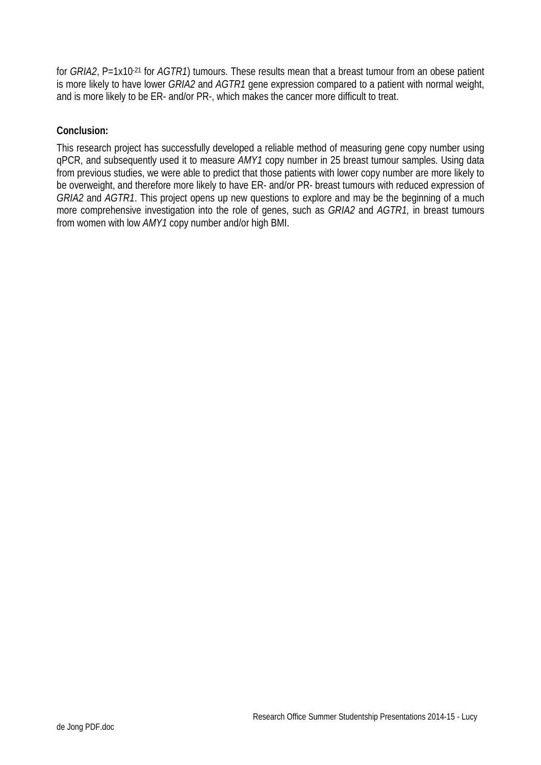for *GRIA2*, P=1x10$^{-21}$ for *AGTR1*) tumours. These results mean that a breast tumour from an obese patient is more likely to have lower *GRIA2* and *AGTR1* gene expression compared to a patient with normal weight, and is more likely to be ER- and/or PR-, which makes the cancer more difficult to treat.

**Conclusion:**

This research project has successfully developed a reliable method of measuring gene copy number using qPCR, and subsequently used it to measure *AMY1* copy number in 25 breast tumour samples. Using data from previous studies, we were able to predict that those patients with lower copy number are more likely to be overweight, and therefore more likely to have ER- and/or PR- breast tumours with reduced expression of *GRIA2* and *AGTR1*. This project opens up new questions to explore and may be the beginning of a much more comprehensive investigation into the role of genes, such as *GRIA2* and *AGTR1,* in breast tumours from women with low *AMY1* copy number and/or high BMI.